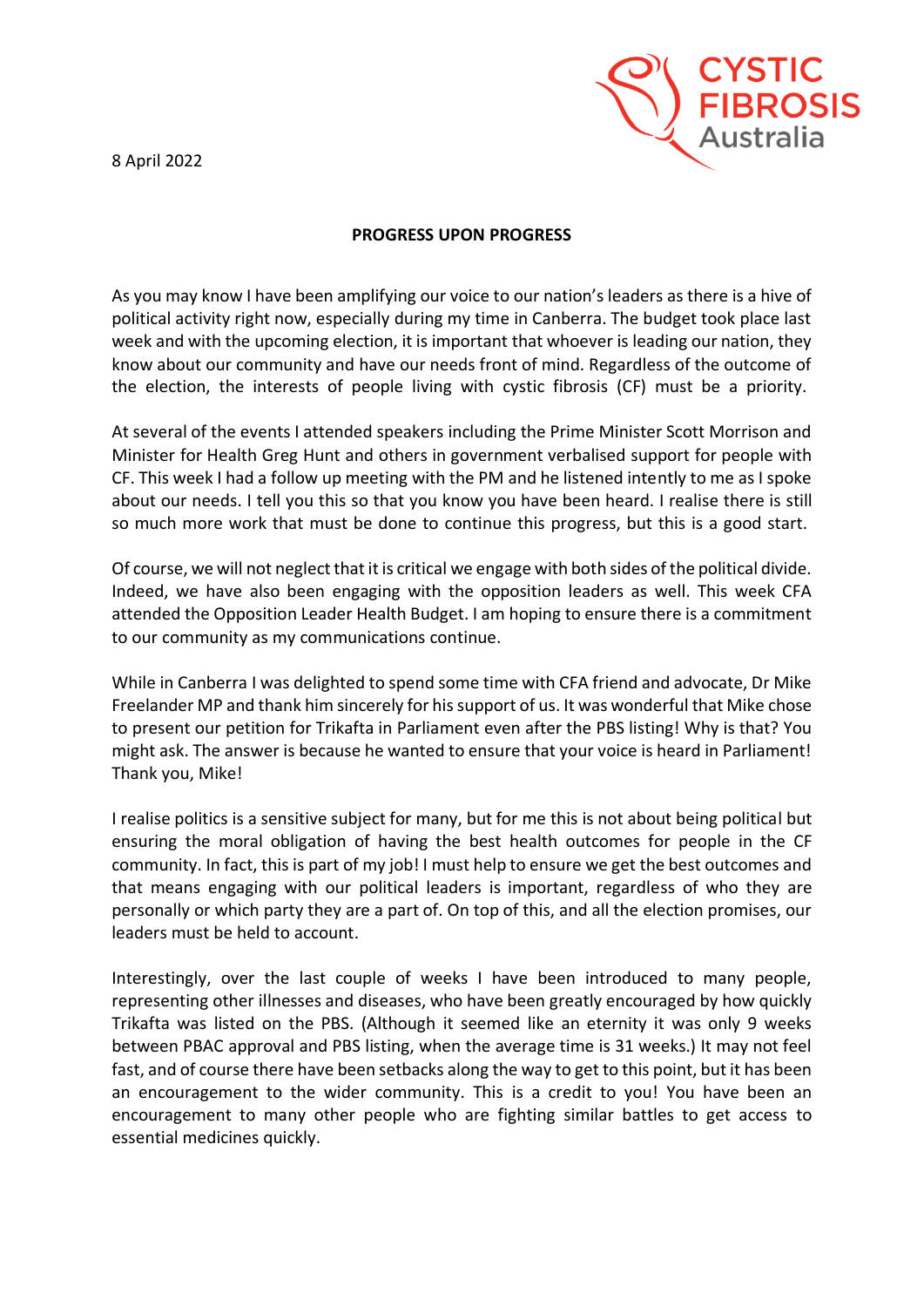8 April 2022

**PROGRESS UPON PROGRESS**

As you may know I have been amplifying our voice to our nation's leaders as there is a hive of political activity right now, especially during my time in Canberra. The budget took place last week and with the upcoming election, it is important that whoever is leading our nation, they know about our community and have our needs front of mind. Regardless of the outcome of the election, the interests of people living with cystic fibrosis (CF) must be a priority.

At several of the events I attended speakers including the Prime Minister Scott Morrison and Minister for Health Greg Hunt and others in government verbalised support for people with CF. This week I had a follow up meeting with the PM and he listened intently to me as I spoke about our needs. I tell you this so that you know you have been heard. I realise there is still so much more work that must be done to continue this progress, but this is a good start.

Of course, we will not neglect that it is critical we engage with both sides of the political divide. Indeed, we have also been engaging with the opposition leaders as well. This week CFA attended the Opposition Leader Health Budget. I am hoping to ensure there is a commitment to our community as my communications continue.

While in Canberra I was delighted to spend some time with CFA friend and advocate, Dr Mike Freelander MP and thank him sincerely for his support of us. It was wonderful that Mike chose to present our petition for Trikafta in Parliament even after the PBS listing! Why is that? You might ask. The answer is because he wanted to ensure that your voice is heard in Parliament! Thank you, Mike!

I realise politics is a sensitive subject for many, but for me this is not about being political but ensuring the moral obligation of having the best health outcomes for people in the CF community. In fact, this is part of my job! I must help to ensure we get the best outcomes and that means engaging with our political leaders is important, regardless of who they are personally or which party they are a part of. On top of this, and all the election promises, our leaders must be held to account.

Interestingly, over the last couple of weeks I have been introduced to many people, representing other illnesses and diseases, who have been greatly encouraged by how quickly Trikafta was listed on the PBS. (Although it seemed like an eternity it was only 9 weeks between PBAC approval and PBS listing, when the average time is 31 weeks.) It may not feel fast, and of course there have been setbacks along the way to get to this point, but it has been an encouragement to the wider community. This is a credit to you! You have been an encouragement to many other people who are fighting similar battles to get access to essential medicines quickly.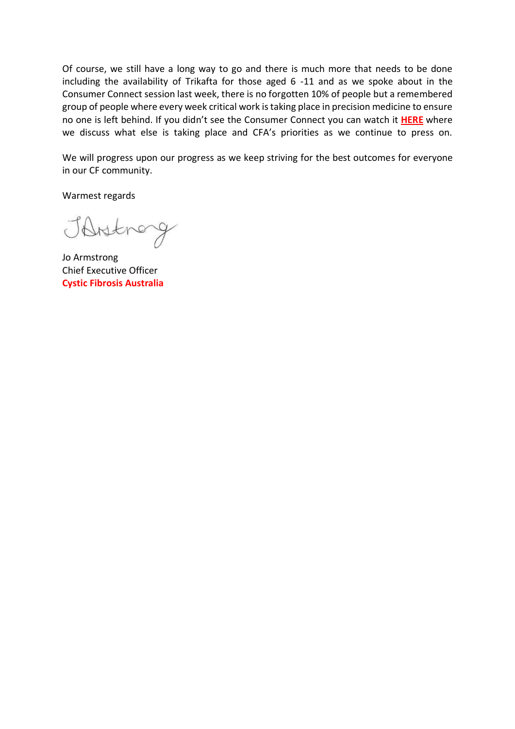Of course, we still have a long way to go and there is much more that needs to be done including the availability of Trikafta for those aged 6 -11 and as we spoke about in the Consumer Connect session last week, there is no forgotten 10% of people but a remembered group of people where every week critical work is taking place in precision medicine to ensure no one is left behind. If you didn't see the Consumer Connect you can watch it **HERE** where we discuss what else is taking place and CFA's priorities as we continue to press on.

We will progress upon our progress as we keep striving for the best outcomes for everyone in our CF community.

Warmest regards

Jo Armstrong
Chief Executive Officer
**Cystic Fibrosis Australia**